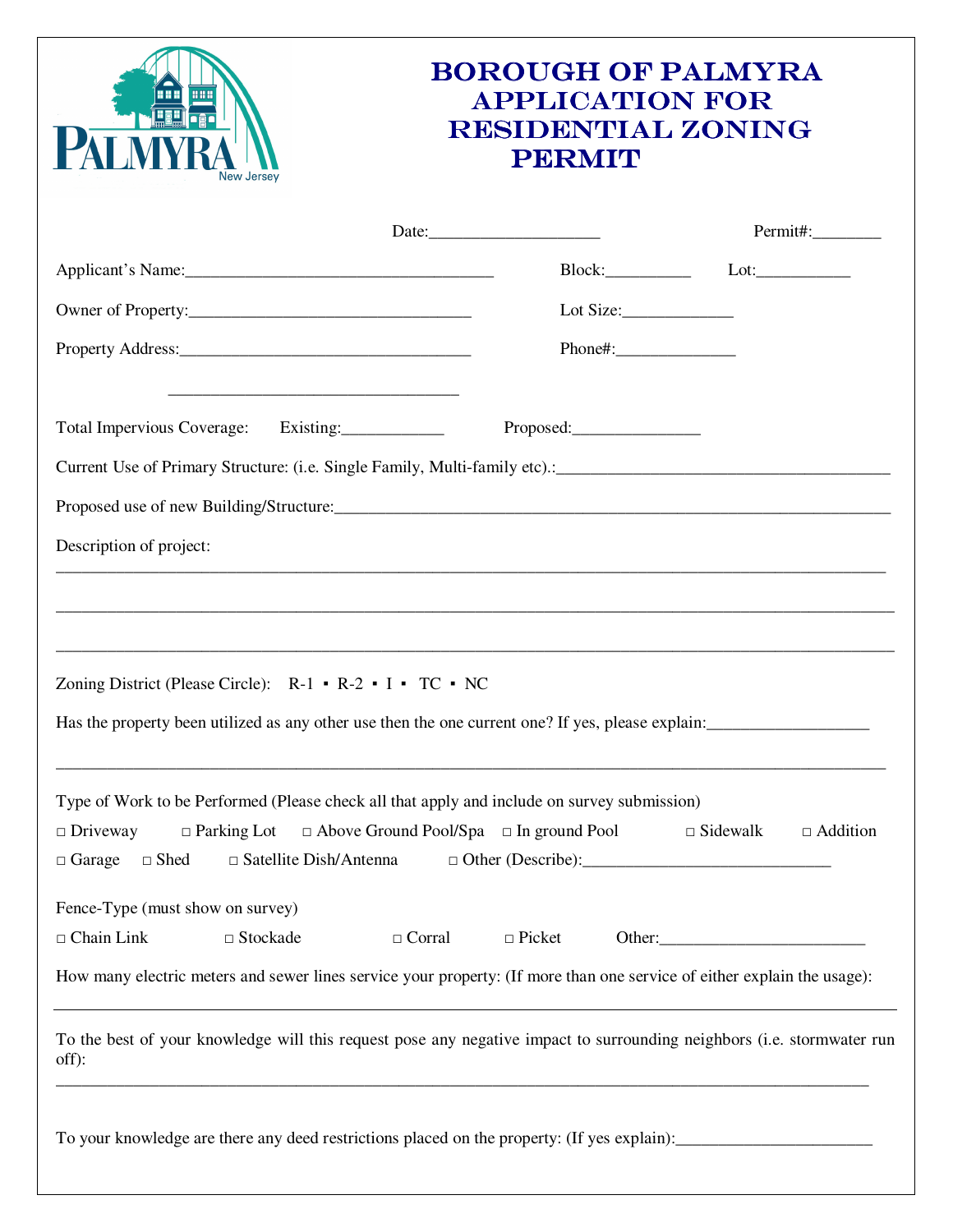# BOROUGH OF PALMYRA APPLICATION FOR RESIDENTIAL ZONING PERMIT

Date:____________________ Permit#:________

Applicant's Name:____________________________________ Block:__________ Lot:___________

Owner of Property:_________________________________ Lot Size:_____________

Property Address:__________________________________ Phone#:______________

__________________________________

Total Impervious Coverage: Existing:____________ Proposed:_______________

Current Use of Primary Structure: (i.e. Single Family, Multi-family etc).:_______________________________________

Proposed use of new Building/Structure:___________________________________________________________________

Description of project:

_____________________________________________________________________________________________

_____________________________________________________________________________________________

_____________________________________________________________________________________________

Zoning District (Please Circle): R-1 ▪ R-2 ▪ I ▪ TC ▪ NC

Has the property been utilized as any other use then the one current one? If yes, please explain:___________________

_____________________________________________________________________________________________

Type of Work to be Performed (Please check all that apply and include on survey submission)

□ Driveway □ Parking Lot □ Above Ground Pool/Spa □ In ground Pool □ Sidewalk □ Addition

□ Garage □ Shed □ Satellite Dish/Antenna □ Other (Describe):_____________________________

Fence-Type (must show on survey)

□ Chain Link □ Stockade □ Corral □ Picket Other:________________________

How many electric meters and sewer lines service your property: (If more than one service of either explain the usage):

_____________________________________________________________________________________________

To the best of your knowledge will this request pose any negative impact to surrounding neighbors (i.e. stormwater run off):

_____________________________________________________________________________________________

To your knowledge are there any deed restrictions placed on the property: (If yes explain):_______________________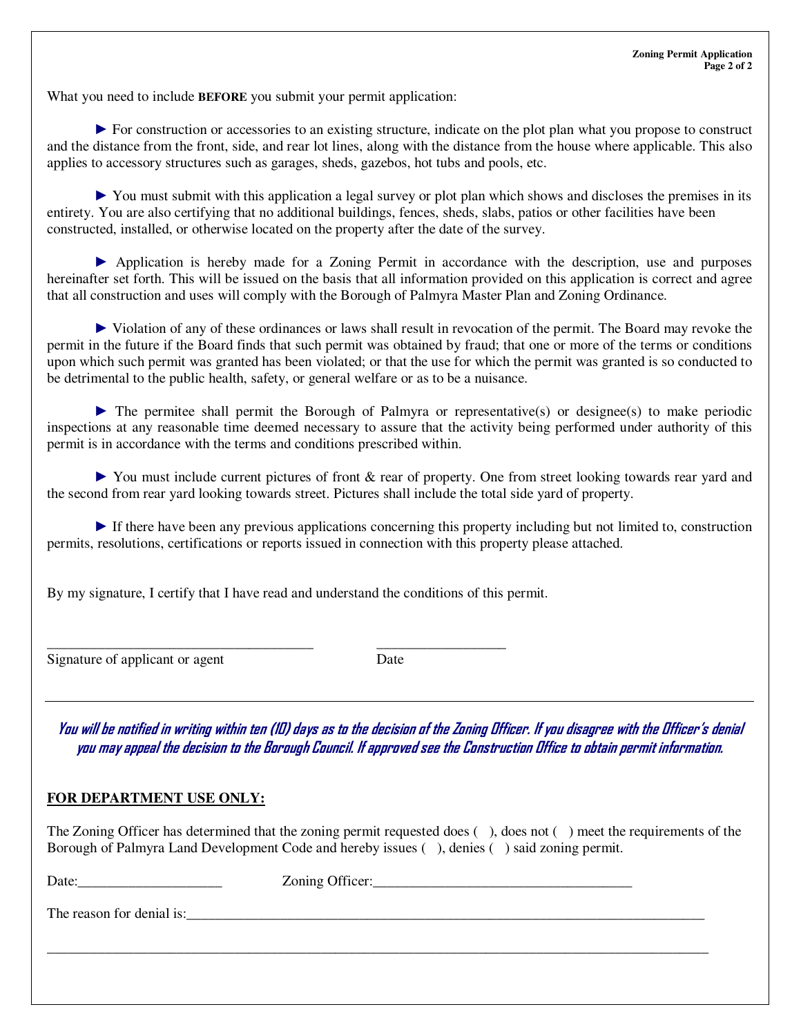What you need to include **BEFORE** you submit your permit application:

► For construction or accessories to an existing structure, indicate on the plot plan what you propose to construct and the distance from the front, side, and rear lot lines, along with the distance from the house where applicable. This also applies to accessory structures such as garages, sheds, gazebos, hot tubs and pools, etc.

► You must submit with this application a legal survey or plot plan which shows and discloses the premises in its entirety. You are also certifying that no additional buildings, fences, sheds, slabs, patios or other facilities have been constructed, installed, or otherwise located on the property after the date of the survey.

► Application is hereby made for a Zoning Permit in accordance with the description, use and purposes hereinafter set forth. This will be issued on the basis that all information provided on this application is correct and agree that all construction and uses will comply with the Borough of Palmyra Master Plan and Zoning Ordinance.

► Violation of any of these ordinances or laws shall result in revocation of the permit. The Board may revoke the permit in the future if the Board finds that such permit was obtained by fraud; that one or more of the terms or conditions upon which such permit was granted has been violated; or that the use for which the permit was granted is so conducted to be detrimental to the public health, safety, or general welfare or as to be a nuisance.

► The permitee shall permit the Borough of Palmyra or representative(s) or designee(s) to make periodic inspections at any reasonable time deemed necessary to assure that the activity being performed under authority of this permit is in accordance with the terms and conditions prescribed within.

► You must include current pictures of front & rear of property. One from street looking towards rear yard and the second from rear yard looking towards street. Pictures shall include the total side yard of property.

► If there have been any previous applications concerning this property including but not limited to, construction permits, resolutions, certifications or reports issued in connection with this property please attached.

By my signature, I certify that I have read and understand the conditions of this permit.

\_\_\_\_\_\_\_\_\_\_\_\_\_\_\_\_\_\_\_\_\_\_\_\_\_\_\_\_\_\_\_\_\_\_\_\_\_\_ \_\_\_\_\_\_\_\_\_\_\_\_\_\_\_\_\_\_\_
Signature of applicant or agent Date

---

***You will be notified in writing within ten (10) days as to the decision of the Zoning Officer. If you disagree with the Officer's denial you may appeal the decision to the Borough Council. If approved see the Construction Office to obtain permit information.***

**FOR DEPARTMENT USE ONLY:**

The Zoning Officer has determined that the zoning permit requested does ( ), does not ( ) meet the requirements of the Borough of Palmyra Land Development Code and hereby issues ( ), denies ( ) said zoning permit.

Date:\_\_\_\_\_\_\_\_\_\_\_\_\_\_\_\_\_\_\_\_ Zoning Officer:\_\_\_\_\_\_\_\_\_\_\_\_\_\_\_\_\_\_\_\_\_\_\_\_\_\_\_\_\_\_\_\_\_\_\_\_\_

The reason for denial is:\_\_\_\_\_\_\_\_\_\_\_\_\_\_\_\_\_\_\_\_\_\_\_\_\_\_\_\_\_\_\_\_\_\_\_\_\_\_\_\_\_\_\_\_\_\_\_\_\_\_\_\_\_\_\_\_\_\_\_\_\_\_\_\_\_\_\_\_\_\_\_\_\_\_\_

\_\_\_\_\_\_\_\_\_\_\_\_\_\_\_\_\_\_\_\_\_\_\_\_\_\_\_\_\_\_\_\_\_\_\_\_\_\_\_\_\_\_\_\_\_\_\_\_\_\_\_\_\_\_\_\_\_\_\_\_\_\_\_\_\_\_\_\_\_\_\_\_\_\_\_\_\_\_\_\_\_\_\_\_\_\_\_\_\_\_\_\_\_\_\_\_\_\_